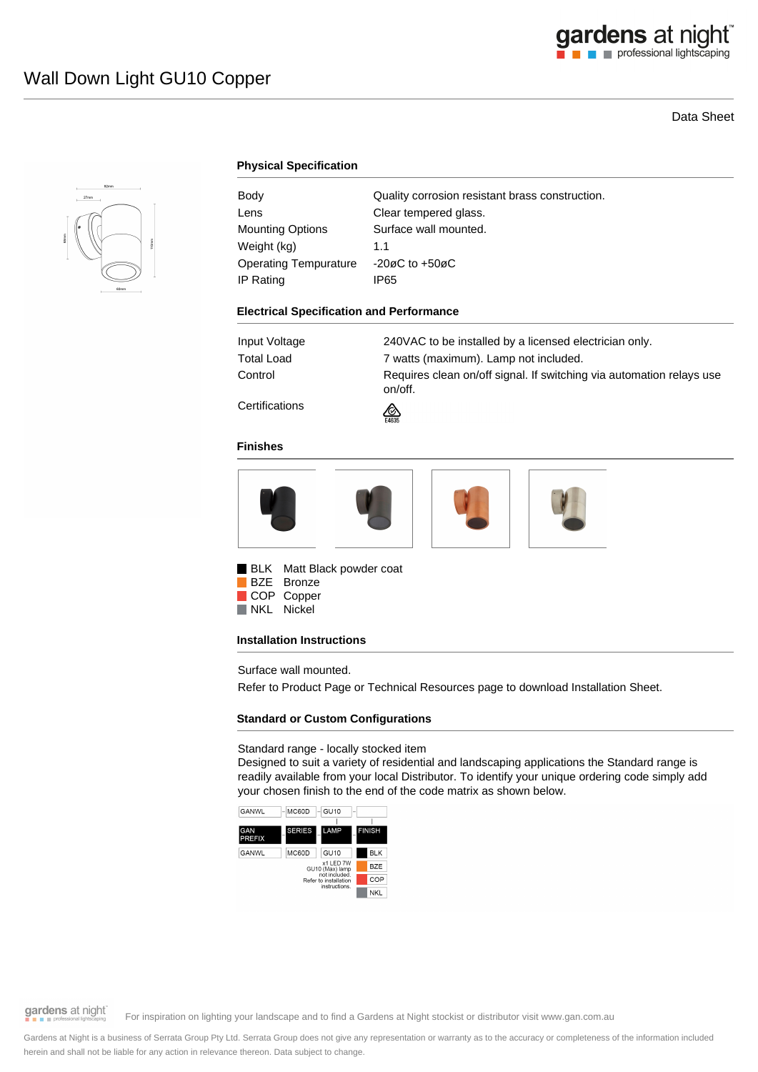# Wall Down Light GU10 Copper

Data Sheet

## Physical Specification

| | |
|---|---|
| Body | Quality corrosion resistant brass construction. |
| Lens | Clear tempered glass. |
| Mounting Options | Surface wall mounted. |
| Weight (kg) | 1.1 |
| Operating Tempurature | -20øC to +50øC |
| IP Rating | IP65 |

## Electrical Specification and Performance

| | |
|---|---|
| Input Voltage | 240VAC to be installed by a licensed electrician only. |
| Total Load | 7 watts (maximum). Lamp not included. |
| Control | Requires clean on/off signal. If switching via automation relays use on/off. |
| Certifications | E4635 |

## Finishes

- BLK Matt Black powder coat
- BZE Bronze
- COP Copper
- NKL Nickel

## Installation Instructions

Surface wall mounted.

Refer to Product Page or Technical Resources page to download Installation Sheet.

## Standard or Custom Configurations

Standard range - locally stocked item

Designed to suit a variety of residential and landscaping applications the Standard range is readily available from your local Distributor. To identify your unique ordering code simply add your chosen finish to the end of the code matrix as shown below.

| GANWL | MC60D | GU10 | |
|---|---|---|---|
| GAN PREFIX | SERIES | LAMP | FINISH |
| GANWL | MC60D | GU10 | BLK |
| | | x1 LED 7W GU10 (Max) lamp not included. Refer to installation instructions. | BZE |
| | | | COP |
| | | | NKL |

For inspiration on lighting your landscape and to find a Gardens at Night stockist or distributor visit www.gan.com.au

Gardens at Night is a business of Serrata Group Pty Ltd. Serrata Group does not give any representation or warranty as to the accuracy or completeness of the information included herein and shall not be liable for any action in relevance thereon. Data subject to change.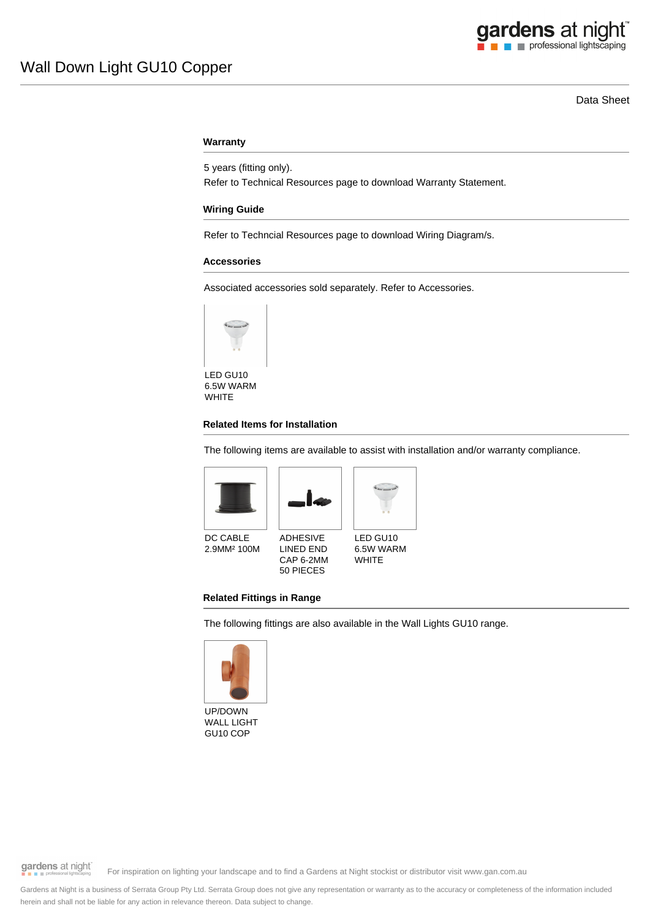# Wall Down Light GU10 Copper

Data Sheet

### Warranty

5 years (fitting only).
Refer to Technical Resources page to download Warranty Statement.

### Wiring Guide

Refer to Techncial Resources page to download Wiring Diagram/s.

### Accessories

Associated accessories sold separately. Refer to Accessories.

LED GU10 6.5W WARM WHITE

### Related Items for Installation

The following items are available to assist with installation and/or warranty compliance.

DC CABLE 2.9MM² 100M

ADHESIVE LINED END CAP 6-2MM 50 PIECES

LED GU10 6.5W WARM WHITE

### Related Fittings in Range

The following fittings are also available in the Wall Lights GU10 range.

UP/DOWN WALL LIGHT GU10 COP

For inspiration on lighting your landscape and to find a Gardens at Night stockist or distributor visit www.gan.com.au

Gardens at Night is a business of Serrata Group Pty Ltd. Serrata Group does not give any representation or warranty as to the accuracy or completeness of the information included herein and shall not be liable for any action in relevance thereon. Data subject to change.